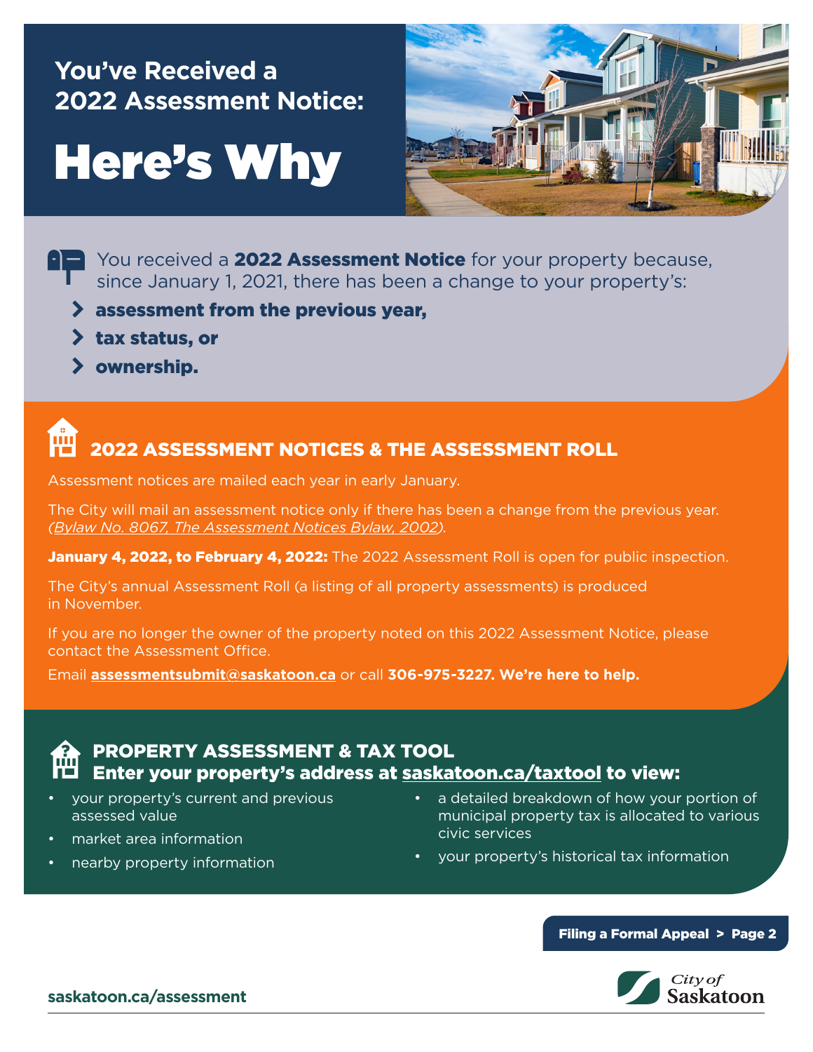# You've Received a 2022 Assessment Notice: Here's Why

You received a **2022 Assessment Notice** for your property because, since January 1, 2021, there has been a change to your property's:

- **assessment from the previous year,**
- **tax status, or**
- **ownership.**

## 2022 ASSESSMENT NOTICES & THE ASSESSMENT ROLL

Assessment notices are mailed each year in early January.

The City will mail an assessment notice only if there has been a change from the previous year. *(Bylaw No. 8067, The Assessment Notices Bylaw, 2002).*

**January 4, 2022, to February 4, 2022:** The 2022 Assessment Roll is open for public inspection.

The City's annual Assessment Roll (a listing of all property assessments) is produced in November.

If you are no longer the owner of the property noted on this 2022 Assessment Notice, please contact the Assessment Office.

Email **assessmentsubmit@saskatoon.ca** or call **306-975-3227. We're here to help.**

## PROPERTY ASSESSMENT & TAX TOOL

**Enter your property's address at saskatoon.ca/taxtool to view:**

- your property's current and previous assessed value
- market area information
- nearby property information
- a detailed breakdown of how your portion of municipal property tax is allocated to various civic services
- your property's historical tax information

**Filing a Formal Appeal > Page 2**

saskatoon.ca/assessment

City of Saskatoon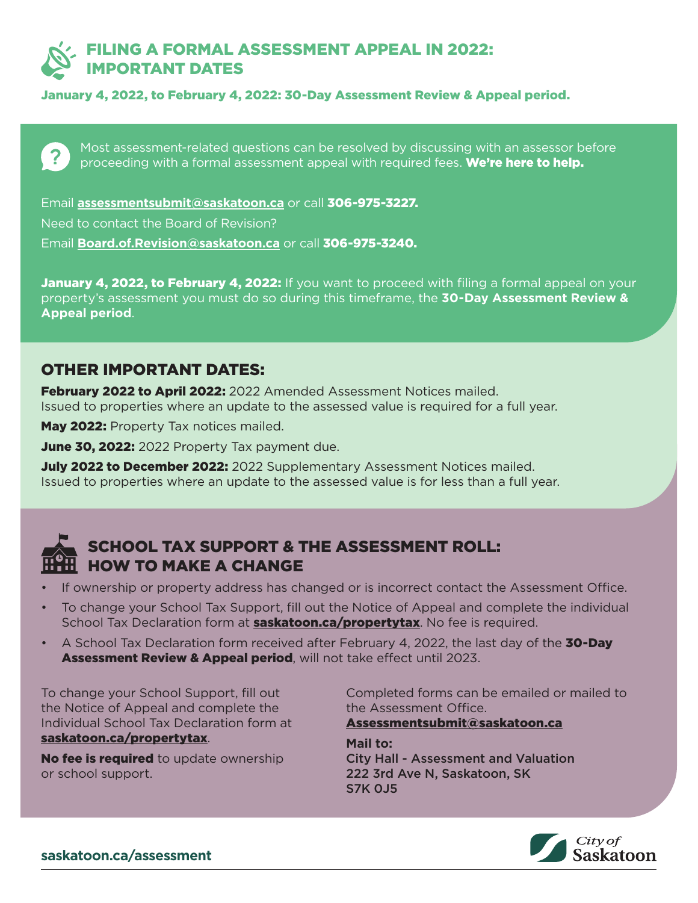# FILING A FORMAL ASSESSMENT APPEAL IN 2022: IMPORTANT DATES

**January 4, 2022, to February 4, 2022: 30-Day Assessment Review & Appeal period.**

Most assessment-related questions can be resolved by discussing with an assessor before proceeding with a formal assessment appeal with required fees. **We're here to help.**

Email **assessmentsubmit@saskatoon.ca** or call **306-975-3227.**

Need to contact the Board of Revision?

Email **Board.of.Revision@saskatoon.ca** or call **306-975-3240.**

**January 4, 2022, to February 4, 2022:** If you want to proceed with filing a formal appeal on your property's assessment you must do so during this timeframe, the **30-Day Assessment Review & Appeal period**.

## OTHER IMPORTANT DATES:

**February 2022 to April 2022:** 2022 Amended Assessment Notices mailed. Issued to properties where an update to the assessed value is required for a full year.

**May 2022:** Property Tax notices mailed.

**June 30, 2022:** 2022 Property Tax payment due.

**July 2022 to December 2022:** 2022 Supplementary Assessment Notices mailed. Issued to properties where an update to the assessed value is for less than a full year.

# SCHOOL TAX SUPPORT & THE ASSESSMENT ROLL: HOW TO MAKE A CHANGE

- If ownership or property address has changed or is incorrect contact the Assessment Office.
- To change your School Tax Support, fill out the Notice of Appeal and complete the individual School Tax Declaration form at **saskatoon.ca/propertytax**. No fee is required.
- A School Tax Declaration form received after February 4, 2022, the last day of the **30-Day Assessment Review & Appeal period**, will not take effect until 2023.

To change your School Support, fill out the Notice of Appeal and complete the Individual School Tax Declaration form at **saskatoon.ca/propertytax**.

**No fee is required** to update ownership or school support.

Completed forms can be emailed or mailed to the Assessment Office.
**Assessmentsubmit@saskatoon.ca**

**Mail to:**
**City Hall - Assessment and Valuation**
**222 3rd Ave N, Saskatoon, SK**
**S7K 0J5**

**saskatoon.ca/assessment**

City of Saskatoon